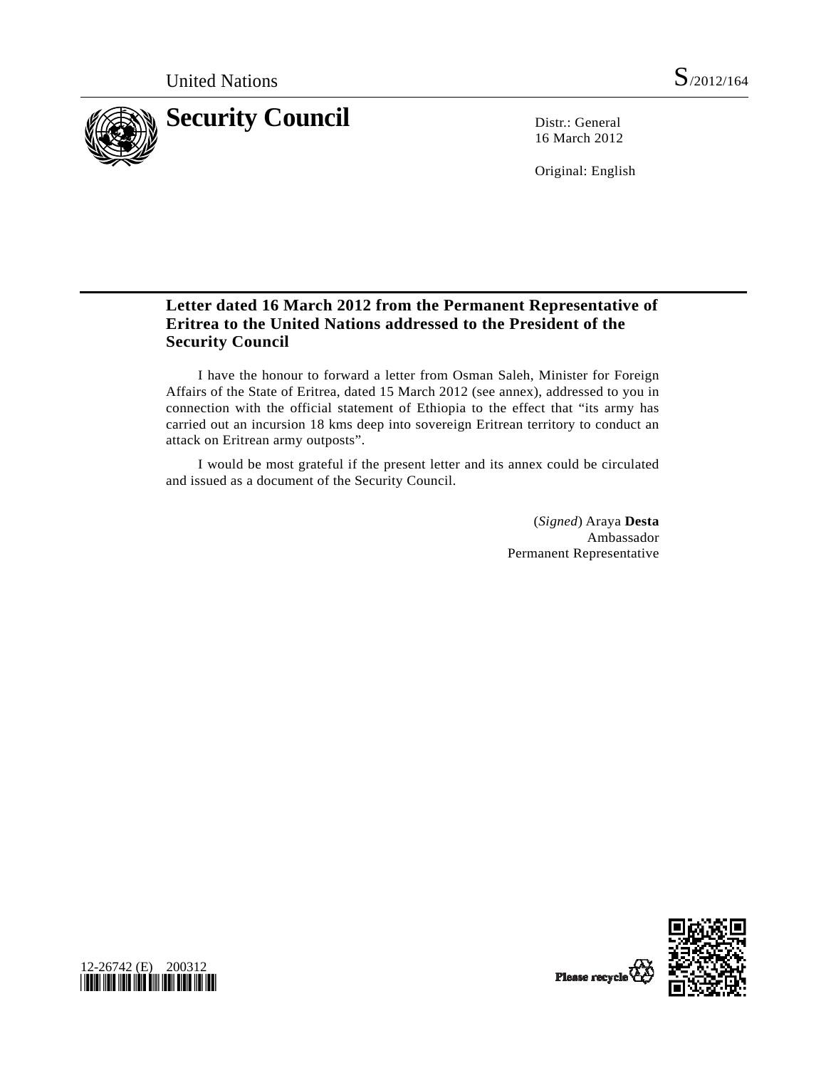United Nations S/2012/164

# Security Council

Distr.: General
16 March 2012

Original: English

## Letter dated 16 March 2012 from the Permanent Representative of Eritrea to the United Nations addressed to the President of the Security Council

I have the honour to forward a letter from Osman Saleh, Minister for Foreign Affairs of the State of Eritrea, dated 15 March 2012 (see annex), addressed to you in connection with the official statement of Ethiopia to the effect that "its army has carried out an incursion 18 kms deep into sovereign Eritrean territory to conduct an attack on Eritrean army outposts".

I would be most grateful if the present letter and its annex could be circulated and issued as a document of the Security Council.

(*Signed*) Araya **Desta**
Ambassador
Permanent Representative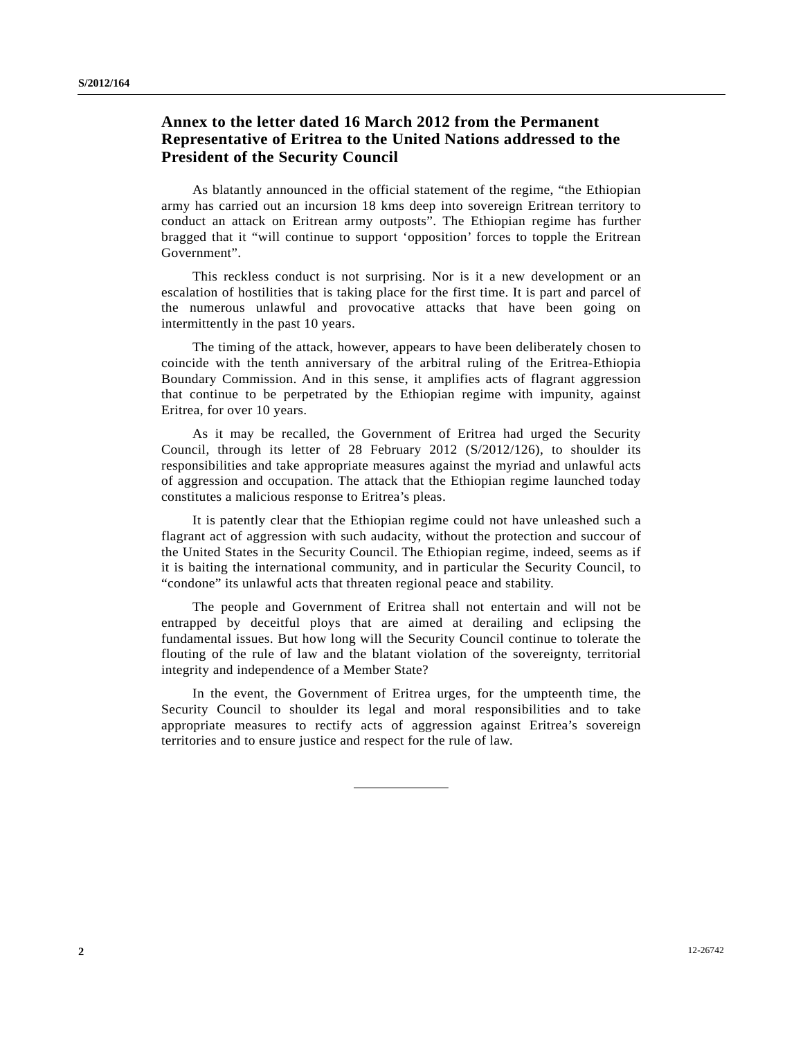# Annex to the letter dated 16 March 2012 from the Permanent Representative of Eritrea to the United Nations addressed to the President of the Security Council

As blatantly announced in the official statement of the regime, "the Ethiopian army has carried out an incursion 18 kms deep into sovereign Eritrean territory to conduct an attack on Eritrean army outposts". The Ethiopian regime has further bragged that it "will continue to support 'opposition' forces to topple the Eritrean Government".

This reckless conduct is not surprising. Nor is it a new development or an escalation of hostilities that is taking place for the first time. It is part and parcel of the numerous unlawful and provocative attacks that have been going on intermittently in the past 10 years.

The timing of the attack, however, appears to have been deliberately chosen to coincide with the tenth anniversary of the arbitral ruling of the Eritrea-Ethiopia Boundary Commission. And in this sense, it amplifies acts of flagrant aggression that continue to be perpetrated by the Ethiopian regime with impunity, against Eritrea, for over 10 years.

As it may be recalled, the Government of Eritrea had urged the Security Council, through its letter of 28 February 2012 (S/2012/126), to shoulder its responsibilities and take appropriate measures against the myriad and unlawful acts of aggression and occupation. The attack that the Ethiopian regime launched today constitutes a malicious response to Eritrea's pleas.

It is patently clear that the Ethiopian regime could not have unleashed such a flagrant act of aggression with such audacity, without the protection and succour of the United States in the Security Council. The Ethiopian regime, indeed, seems as if it is baiting the international community, and in particular the Security Council, to "condone" its unlawful acts that threaten regional peace and stability.

The people and Government of Eritrea shall not entertain and will not be entrapped by deceitful ploys that are aimed at derailing and eclipsing the fundamental issues. But how long will the Security Council continue to tolerate the flouting of the rule of law and the blatant violation of the sovereignty, territorial integrity and independence of a Member State?

In the event, the Government of Eritrea urges, for the umpteenth time, the Security Council to shoulder its legal and moral responsibilities and to take appropriate measures to rectify acts of aggression against Eritrea's sovereign territories and to ensure justice and respect for the rule of law.